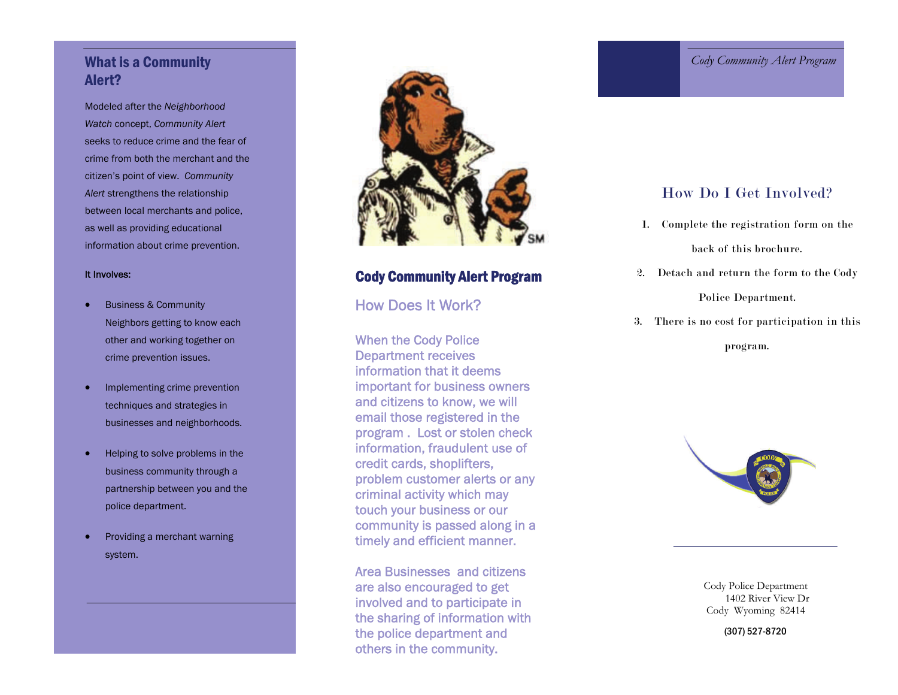## What is a Community Alert?

Modeled after the *Neighborhood Watch* concept, *Community Alert* seeks to reduce crime and the fear of crime from both the merchant and the citizen's point of view. *Community Alert* strengthens the relationship between local merchants and police, as well as providing educational information about crime prevention.

It Involves:

- Business & Community Neighbors getting to know each other and working together on crime prevention issues.
- Implementing crime prevention techniques and strategies in businesses and neighborhoods.
- Helping to solve problems in the business community through a partnership between you and the police department.
- Providing a merchant warning system.

## Cody Community Alert Program

### How Does It Work?

When the Cody Police Department receives information that it deems important for business owners and citizens to know, we will email those registered in the program . Lost or stolen check information, fraudulent use of credit cards, shoplifters, problem customer alerts or any criminal activity which may touch your business or our community is passed along in a timely and efficient manner.

Area Businesses and citizens are also encouraged to get involved and to participate in the sharing of information with the police department and others in the community.

*Cody Community Alert Program*

### How Do I Get Involved?

1. Complete the registration form on the back of this brochure.
2. Detach and return the form to the Cody Police Department.
3. There is no cost for participation in this program.

Cody Police Department
1402 River View Dr
Cody Wyoming 82414

(307) 527-8720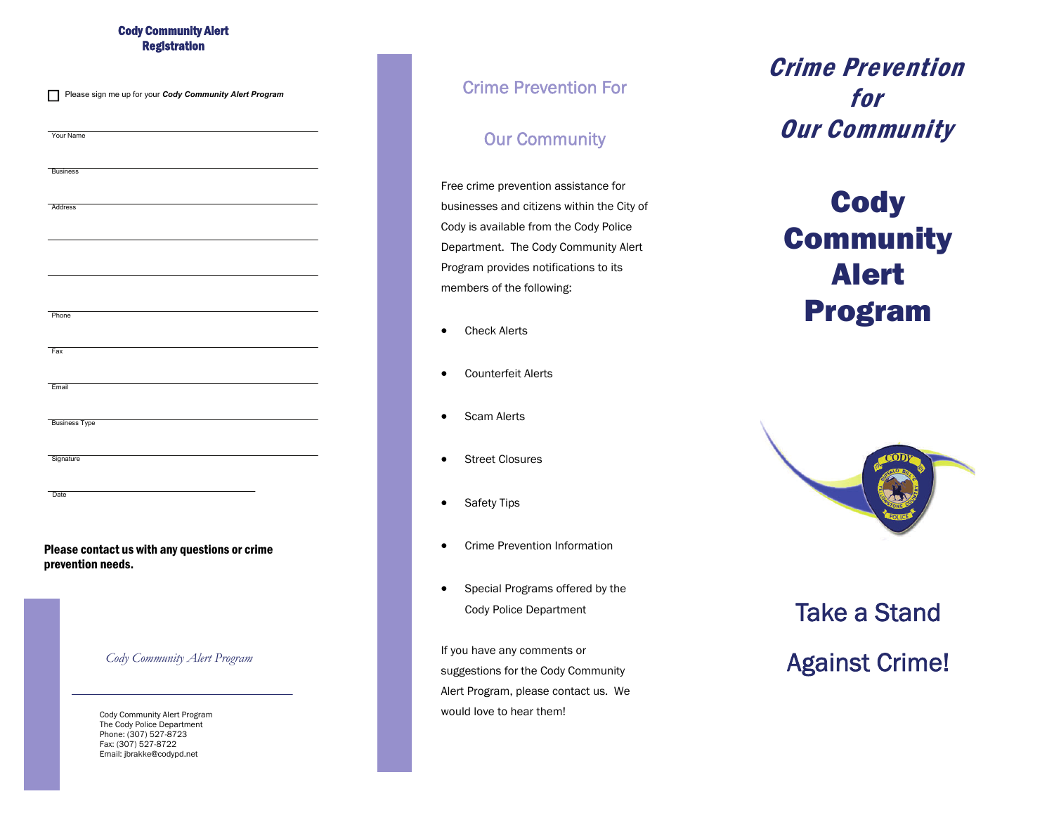## Cody Community Alert Registration

☐ Please sign me up for your ***Cody Community Alert Program***

Your Name

Business

Address

Phone

Fax

Email

Business Type

Signature

Date

**Please contact us with any questions or crime prevention needs.**

*Cody Community Alert Program*

Cody Community Alert Program
The Cody Police Department
Phone: (307) 527-8723
Fax: (307) 527-8722
Email: jbrakke@codypd.net

## Crime Prevention For

## Our Community

Free crime prevention assistance for businesses and citizens within the City of Cody is available from the Cody Police Department. The Cody Community Alert Program provides notifications to its members of the following:

- Check Alerts
- Counterfeit Alerts
- Scam Alerts
- Street Closures
- Safety Tips
- Crime Prevention Information
- Special Programs offered by the Cody Police Department

If you have any comments or suggestions for the Cody Community Alert Program, please contact us. We would love to hear them!

# *Crime Prevention for Our Community*

# Cody Community Alert Program

## Take a Stand

## Against Crime!